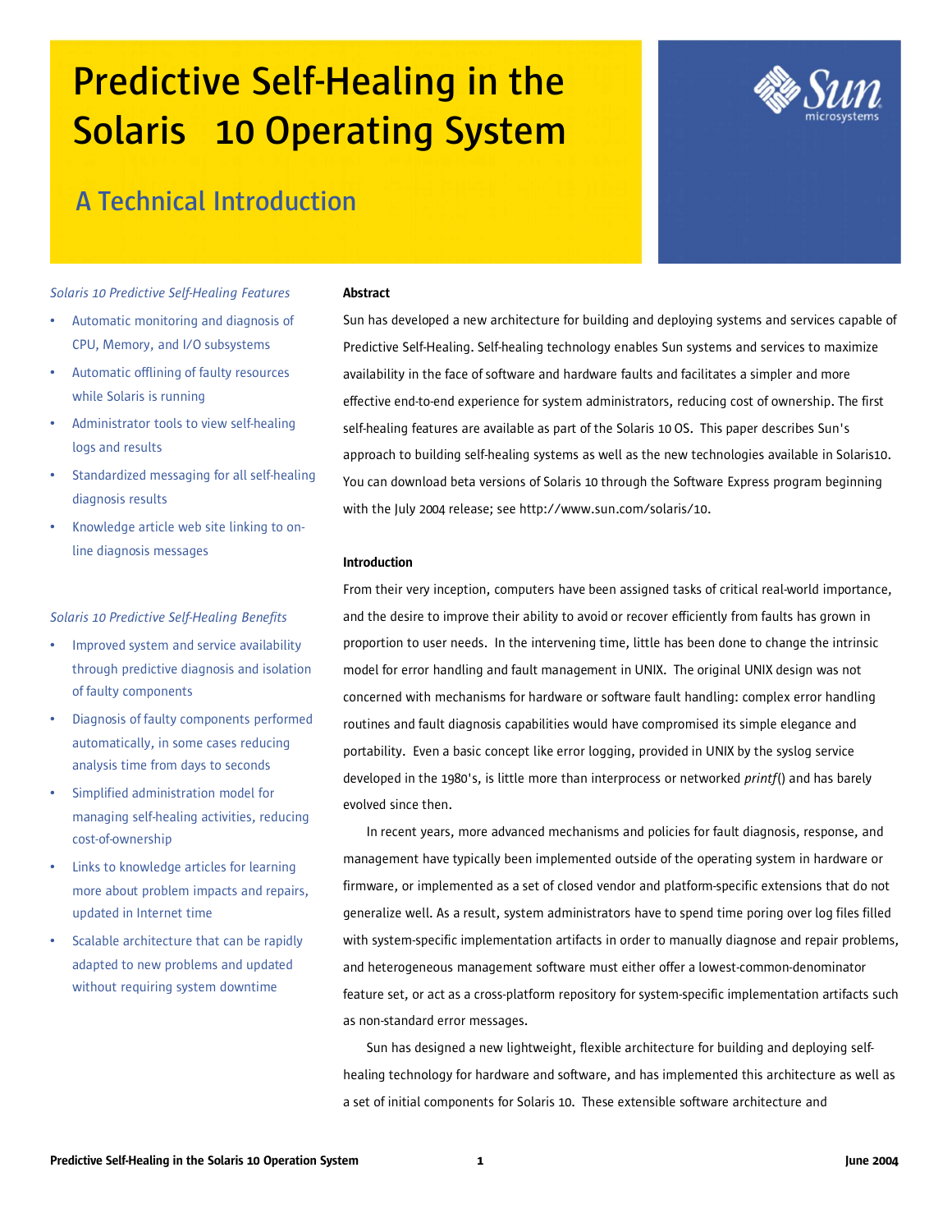# Predictive Self-Healing in the Solaris 10 Operating System

## A Technical Introduction

*Solaris 10 Predictive Self-Healing Features*

- Automatic monitoring and diagnosis of CPU, Memory, and I/O subsystems
- Automatic offlining of faulty resources while Solaris is running
- Administrator tools to view self-healing logs and results
- Standardized messaging for all self-healing diagnosis results
- Knowledge article web site linking to on-line diagnosis messages

*Solaris 10 Predictive Self-Healing Benefits*

- Improved system and service availability through predictive diagnosis and isolation of faulty components
- Diagnosis of faulty components performed automatically, in some cases reducing analysis time from days to seconds
- Simplified administration model for managing self-healing activities, reducing cost-of-ownership
- Links to knowledge articles for learning more about problem impacts and repairs, updated in Internet time
- Scalable architecture that can be rapidly adapted to new problems and updated without requiring system downtime

**Abstract**

Sun has developed a new architecture for building and deploying systems and services capable of Predictive Self-Healing. Self-healing technology enables Sun systems and services to maximize availability in the face of software and hardware faults and facilitates a simpler and more effective end-to-end experience for system administrators, reducing cost of ownership. The first self-healing features are available as part of the Solaris 10 OS. This paper describes Sun's approach to building self-healing systems as well as the new technologies available in Solaris10. You can download beta versions of Solaris 10 through the Software Express program beginning with the July 2004 release; see http://www.sun.com/solaris/10.

**Introduction**

From their very inception, computers have been assigned tasks of critical real-world importance, and the desire to improve their ability to avoid or recover efficiently from faults has grown in proportion to user needs. In the intervening time, little has been done to change the intrinsic model for error handling and fault management in UNIX. The original UNIX design was not concerned with mechanisms for hardware or software fault handling: complex error handling routines and fault diagnosis capabilities would have compromised its simple elegance and portability. Even a basic concept like error logging, provided in UNIX by the syslog service developed in the 1980's, is little more than interprocess or networked *printf*() and has barely evolved since then.

In recent years, more advanced mechanisms and policies for fault diagnosis, response, and management have typically been implemented outside of the operating system in hardware or firmware, or implemented as a set of closed vendor and platform-specific extensions that do not generalize well. As a result, system administrators have to spend time poring over log files filled with system-specific implementation artifacts in order to manually diagnose and repair problems, and heterogeneous management software must either offer a lowest-common-denominator feature set, or act as a cross-platform repository for system-specific implementation artifacts such as non-standard error messages.

Sun has designed a new lightweight, flexible architecture for building and deploying self-healing technology for hardware and software, and has implemented this architecture as well as a set of initial components for Solaris 10. These extensible software architecture and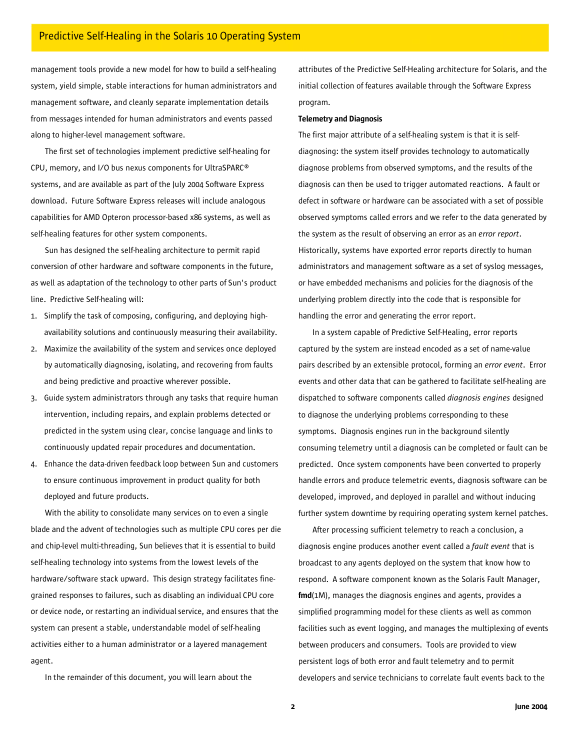management tools provide a new model for how to build a self-healing system, yield simple, stable interactions for human administrators and management software, and cleanly separate implementation details from messages intended for human administrators and events passed along to higher-level management software.

The first set of technologies implement predictive self-healing for CPU, memory, and I/O bus nexus components for UltraSPARC® systems, and are available as part of the July 2004 Software Express download. Future Software Express releases will include analogous capabilities for AMD Opteron processor-based x86 systems, as well as self-healing features for other system components.

Sun has designed the self-healing architecture to permit rapid conversion of other hardware and software components in the future, as well as adaptation of the technology to other parts of Sun's product line. Predictive Self-healing will:

1. Simplify the task of composing, configuring, and deploying high-availability solutions and continuously measuring their availability.
2. Maximize the availability of the system and services once deployed by automatically diagnosing, isolating, and recovering from faults and being predictive and proactive wherever possible.
3. Guide system administrators through any tasks that require human intervention, including repairs, and explain problems detected or predicted in the system using clear, concise language and links to continuously updated repair procedures and documentation.
4. Enhance the data-driven feedback loop between Sun and customers to ensure continuous improvement in product quality for both deployed and future products.

With the ability to consolidate many services on to even a single blade and the advent of technologies such as multiple CPU cores per die and chip-level multi-threading, Sun believes that it is essential to build self-healing technology into systems from the lowest levels of the hardware/software stack upward. This design strategy facilitates fine-grained responses to failures, such as disabling an individual CPU core or device node, or restarting an individual service, and ensures that the system can present a stable, understandable model of self-healing activities either to a human administrator or a layered management agent.

In the remainder of this document, you will learn about the attributes of the Predictive Self-Healing architecture for Solaris, and the initial collection of features available through the Software Express program.

**Telemetry and Diagnosis**

The first major attribute of a self-healing system is that it is self-diagnosing: the system itself provides technology to automatically diagnose problems from observed symptoms, and the results of the diagnosis can then be used to trigger automated reactions. A fault or defect in software or hardware can be associated with a set of possible observed symptoms called errors and we refer to the data generated by the system as the result of observing an error as an *error report*. Historically, systems have exported error reports directly to human administrators and management software as a set of syslog messages, or have embedded mechanisms and policies for the diagnosis of the underlying problem directly into the code that is responsible for handling the error and generating the error report.

In a system capable of Predictive Self-Healing, error reports captured by the system are instead encoded as a set of name-value pairs described by an extensible protocol, forming an *error event*. Error events and other data that can be gathered to facilitate self-healing are dispatched to software components called *diagnosis engines* designed to diagnose the underlying problems corresponding to these symptoms. Diagnosis engines run in the background silently consuming telemetry until a diagnosis can be completed or fault can be predicted. Once system components have been converted to properly handle errors and produce telemetric events, diagnosis software can be developed, improved, and deployed in parallel and without inducing further system downtime by requiring operating system kernel patches.

After processing sufficient telemetry to reach a conclusion, a diagnosis engine produces another event called a *fault event* that is broadcast to any agents deployed on the system that know how to respond. A software component known as the Solaris Fault Manager, **fmd**(1M), manages the diagnosis engines and agents, provides a simplified programming model for these clients as well as common facilities such as event logging, and manages the multiplexing of events between producers and consumers. Tools are provided to view persistent logs of both error and fault telemetry and to permit developers and service technicians to correlate fault events back to the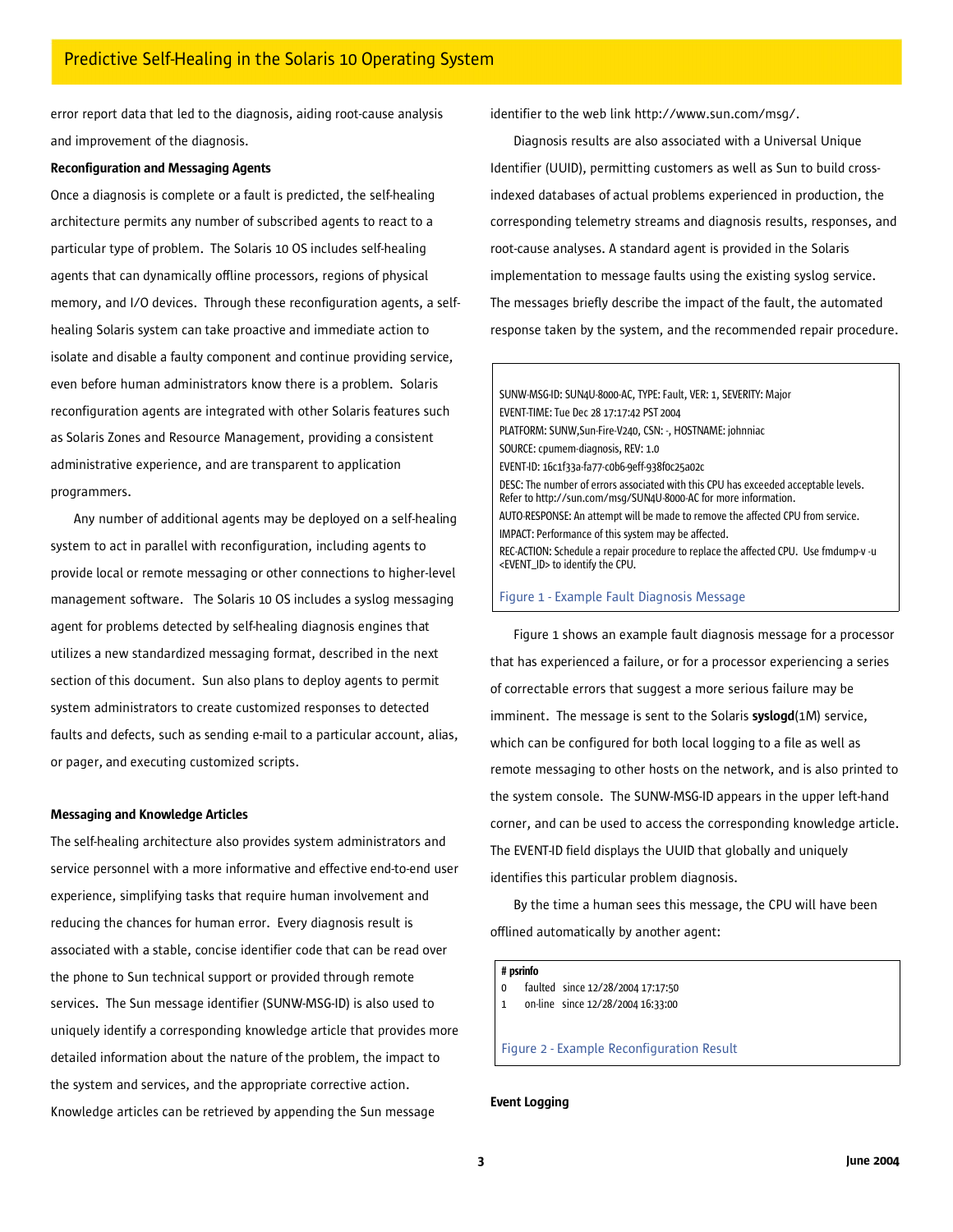error report data that led to the diagnosis, aiding root-cause analysis and improvement of the diagnosis.

**Reconfiguration and Messaging Agents**

Once a diagnosis is complete or a fault is predicted, the self-healing architecture permits any number of subscribed agents to react to a particular type of problem. The Solaris 10 OS includes self-healing agents that can dynamically offline processors, regions of physical memory, and I/O devices. Through these reconfiguration agents, a self-healing Solaris system can take proactive and immediate action to isolate and disable a faulty component and continue providing service, even before human administrators know there is a problem. Solaris reconfiguration agents are integrated with other Solaris features such as Solaris Zones and Resource Management, providing a consistent administrative experience, and are transparent to application programmers.

Any number of additional agents may be deployed on a self-healing system to act in parallel with reconfiguration, including agents to provide local or remote messaging or other connections to higher-level management software. The Solaris 10 OS includes a syslog messaging agent for problems detected by self-healing diagnosis engines that utilizes a new standardized messaging format, described in the next section of this document. Sun also plans to deploy agents to permit system administrators to create customized responses to detected faults and defects, such as sending e-mail to a particular account, alias, or pager, and executing customized scripts.

**Messaging and Knowledge Articles**

The self-healing architecture also provides system administrators and service personnel with a more informative and effective end-to-end user experience, simplifying tasks that require human involvement and reducing the chances for human error. Every diagnosis result is associated with a stable, concise identifier code that can be read over the phone to Sun technical support or provided through remote services. The Sun message identifier (SUNW-MSG-ID) is also used to uniquely identify a corresponding knowledge article that provides more detailed information about the nature of the problem, the impact to the system and services, and the appropriate corrective action. Knowledge articles can be retrieved by appending the Sun message identifier to the web link http://www.sun.com/msg/.

Diagnosis results are also associated with a Universal Unique Identifier (UUID), permitting customers as well as Sun to build cross-indexed databases of actual problems experienced in production, the corresponding telemetry streams and diagnosis results, responses, and root-cause analyses. A standard agent is provided in the Solaris implementation to message faults using the existing syslog service. The messages briefly describe the impact of the fault, the automated response taken by the system, and the recommended repair procedure.

```
SUNW-MSG-ID: SUN4U-8000-AC, TYPE: Fault, VER: 1, SEVERITY: Major
EVENT-TIME: Tue Dec 28 17:17:42 PST 2004
PLATFORM: SUNW,Sun-Fire-V240, CSN: -, HOSTNAME: johnniac
SOURCE: cpumem-diagnosis, REV: 1.0
EVENT-ID: 16c1f33a-fa77-c0b6-9eff-938f0c25a02c
DESC: The number of errors associated with this CPU has exceeded acceptable levels.
Refer to http://sun.com/msg/SUN4U-8000-AC for more information.
AUTO-RESPONSE: An attempt will be made to remove the affected CPU from service.
IMPACT: Performance of this system may be affected.
REC-ACTION: Schedule a repair procedure to replace the affected CPU. Use fmdump-v -u
<EVENT_ID> to identify the CPU.
```

Figure 1 - Example Fault Diagnosis Message

Figure 1 shows an example fault diagnosis message for a processor that has experienced a failure, or for a processor experiencing a series of correctable errors that suggest a more serious failure may be imminent. The message is sent to the Solaris **syslogd**(1M) service, which can be configured for both local logging to a file as well as remote messaging to other hosts on the network, and is also printed to the system console. The SUNW-MSG-ID appears in the upper left-hand corner, and can be used to access the corresponding knowledge article. The EVENT-ID field displays the UUID that globally and uniquely identifies this particular problem diagnosis.

By the time a human sees this message, the CPU will have been offlined automatically by another agent:

```
# psrinfo
0    faulted   since 12/28/2004 17:17:50
1    on-line   since 12/28/2004 16:33:00
```

Figure 2 - Example Reconfiguration Result

**Event Logging**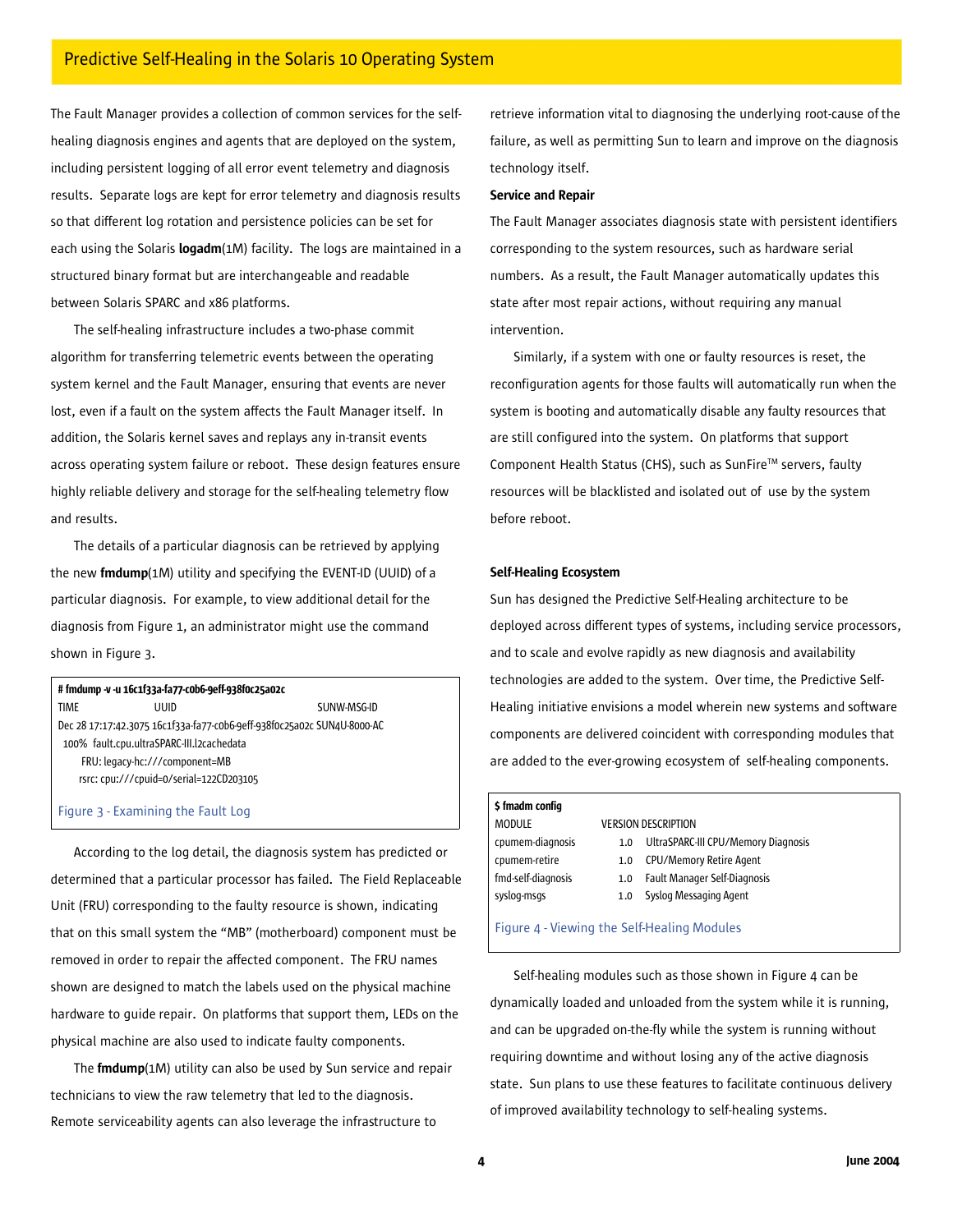The Fault Manager provides a collection of common services for the self-healing diagnosis engines and agents that are deployed on the system, including persistent logging of all error event telemetry and diagnosis results. Separate logs are kept for error telemetry and diagnosis results so that different log rotation and persistence policies can be set for each using the Solaris **logadm**(1M) facility. The logs are maintained in a structured binary format but are interchangeable and readable between Solaris SPARC and x86 platforms.

The self-healing infrastructure includes a two-phase commit algorithm for transferring telemetric events between the operating system kernel and the Fault Manager, ensuring that events are never lost, even if a fault on the system affects the Fault Manager itself. In addition, the Solaris kernel saves and replays any in-transit events across operating system failure or reboot. These design features ensure highly reliable delivery and storage for the self-healing telemetry flow and results.

The details of a particular diagnosis can be retrieved by applying the new **fmdump**(1M) utility and specifying the EVENT-ID (UUID) of a particular diagnosis. For example, to view additional detail for the diagnosis from Figure 1, an administrator might use the command shown in Figure 3.

```
# fmdump -v -u 16c1f33a-fa77-c0b6-9eff-938f0c25a02c
TIME                    UUID                                   SUNW-MSG-ID
Dec 28 17:17:42.3075 16c1f33a-fa77-c0b6-9eff-938f0c25a02c SUN4U-8000-AC
  100%  fault.cpu.ultraSPARC-III.l2cachedata
        FRU: legacy-hc:///component=MB
       rsrc: cpu:///cpuid=0/serial=122CD203105
```

Figure 3 - Examining the Fault Log

According to the log detail, the diagnosis system has predicted or determined that a particular processor has failed. The Field Replaceable Unit (FRU) corresponding to the faulty resource is shown, indicating that on this small system the "MB" (motherboard) component must be removed in order to repair the affected component. The FRU names shown are designed to match the labels used on the physical machine hardware to guide repair. On platforms that support them, LEDs on the physical machine are also used to indicate faulty components.

The **fmdump**(1M) utility can also be used by Sun service and repair technicians to view the raw telemetry that led to the diagnosis. Remote serviceability agents can also leverage the infrastructure to retrieve information vital to diagnosing the underlying root-cause of the failure, as well as permitting Sun to learn and improve on the diagnosis technology itself.

**Service and Repair**

The Fault Manager associates diagnosis state with persistent identifiers corresponding to the system resources, such as hardware serial numbers. As a result, the Fault Manager automatically updates this state after most repair actions, without requiring any manual intervention.

Similarly, if a system with one or faulty resources is reset, the reconfiguration agents for those faults will automatically run when the system is booting and automatically disable any faulty resources that are still configured into the system. On platforms that support Component Health Status (CHS), such as SunFire™ servers, faulty resources will be blacklisted and isolated out of use by the system before reboot.

**Self-Healing Ecosystem**

Sun has designed the Predictive Self-Healing architecture to be deployed across different types of systems, including service processors, and to scale and evolve rapidly as new diagnosis and availability technologies are added to the system. Over time, the Predictive Self-Healing initiative envisions a model wherein new systems and software components are delivered coincident with corresponding modules that are added to the ever-growing ecosystem of self-healing components.

```
$ fmadm config
MODULE               VERSION DESCRIPTION
cpumem-diagnosis     1.0     UltraSPARC-III CPU/Memory Diagnosis
cpumem-retire        1.0     CPU/Memory Retire Agent
fmd-self-diagnosis   1.0     Fault Manager Self-Diagnosis
syslog-msgs          1.0     Syslog Messaging Agent
```

Figure 4 - Viewing the Self-Healing Modules

Self-healing modules such as those shown in Figure 4 can be dynamically loaded and unloaded from the system while it is running, and can be upgraded on-the-fly while the system is running without requiring downtime and without losing any of the active diagnosis state. Sun plans to use these features to facilitate continuous delivery of improved availability technology to self-healing systems.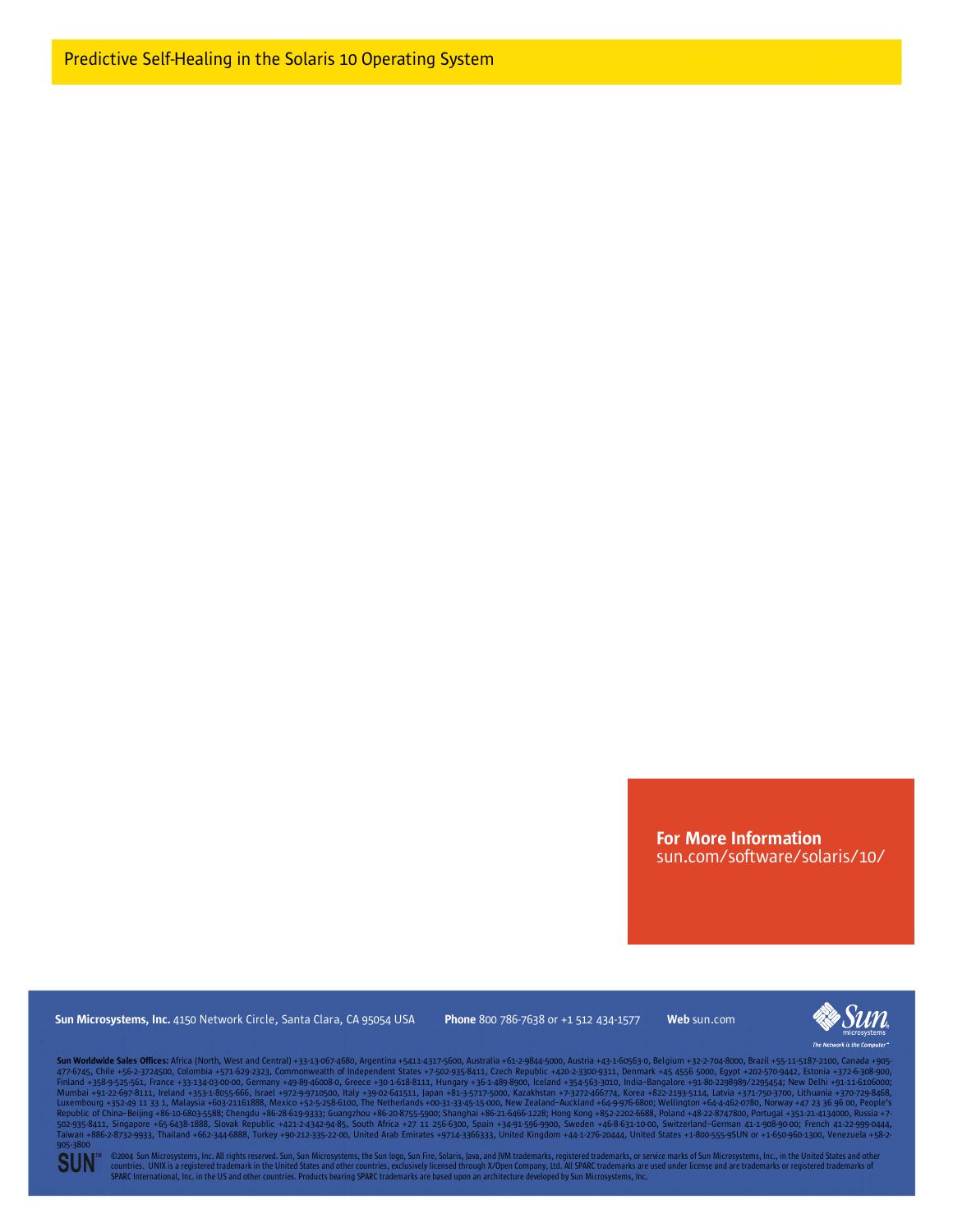**For More Information**
sun.com/software/solaris/10/

**Sun Microsystems, Inc.** 4150 Network Circle, Santa Clara, CA 95054 USA **Phone** 800 786-7638 or +1 512 434-1577 **Web** sun.com

The Network is the Computer™

**Sun Worldwide Sales Offices:** Africa (North, West and Central) +33-13-067-4680, Argentina +5411-4317-5600, Australia +61-2-9844-5000, Austria +43-1-60563-0, Belgium +32-2-704-8000, Brazil +55-11-5187-2100, Canada +905-477-6745, Chile +56-2-3724500, Colombia +571-629-2323, Commonwealth of Independent States +7-502-935-8411, Czech Republic +420-2-3300-9311, Denmark +45 4556 5000, Egypt +202-570-9442, Estonia +372-6-308-900, Finland +358-9-525-561, France +33-134-03-00-00, Germany +49-89-46008-0, Greece +30-1-618-8111, Hungary +36-1-489-8900, Iceland +354-563-3010, India–Bangalore +91-80-2298989/2295454; New Delhi +91-11-6106000; Mumbai +91-22-697-8111, Ireland +353-1-8055-666, Israel +972-9-9710500, Italy +39-02-641511, Japan +81-3-5717-5000, Kazakhstan +7-3272-466774, Korea +822-2193-5114, Latvia +371-750-3700, Lithuania +370-729-8468, Luxembourg +352-49 11 33 1, Malaysia +603-21161888, Mexico +52-5-258-6100, The Netherlands +00-31-33-45-15-000, New Zealand–Auckland +64-9-976-6800; Wellington +64-4-462-0780, Norway +47 23 36 96 00, People's Republic of China–Beijing +86-10-6803-5588; Chengdu +86-28-619-9333; Guangzhou +86-20-8755-5900; Shanghai +86-21-6466-1228; Hong Kong +852-2202-6688, Poland +48-22-8747800, Portugal +351-21-4134000, Russia +7-502-935-8411, Singapore +65-6438-1888, Slovak Republic +421-2-4342-94-85, South Africa +27 11 256-6300, Spain +34-91-596-9900, Sweden +46-8-631-10-00, Switzerland–German 41-1-908-90-00; French 41-22-999-0444, Taiwan +886-2-8732-9933, Thailand +662-344-6888, Turkey +90-212-335-22-00, United Arab Emirates +9714-3366333, United Kingdom +44-1-276-20444, United States +1-800-555-9SUN or +1-650-960-1300, Venezuela +58-2-905-3800

©2004 Sun Microsystems, Inc. All rights reserved. Sun, Sun Microsystems, the Sun logo, Sun Fire, Solaris, Java, and JVM trademarks, registered trademarks, or service marks of Sun Microsystems, Inc., in the United States and other countries. UNIX is a registered trademark in the United States and other countries, exclusively licensed through X/Open Company, Ltd. All SPARC trademarks are used under license and are trademarks or registered trademarks of SPARC International, Inc. in the US and other countries. Products bearing SPARC trademarks are based upon an architecture developed by Sun Microsystems, Inc.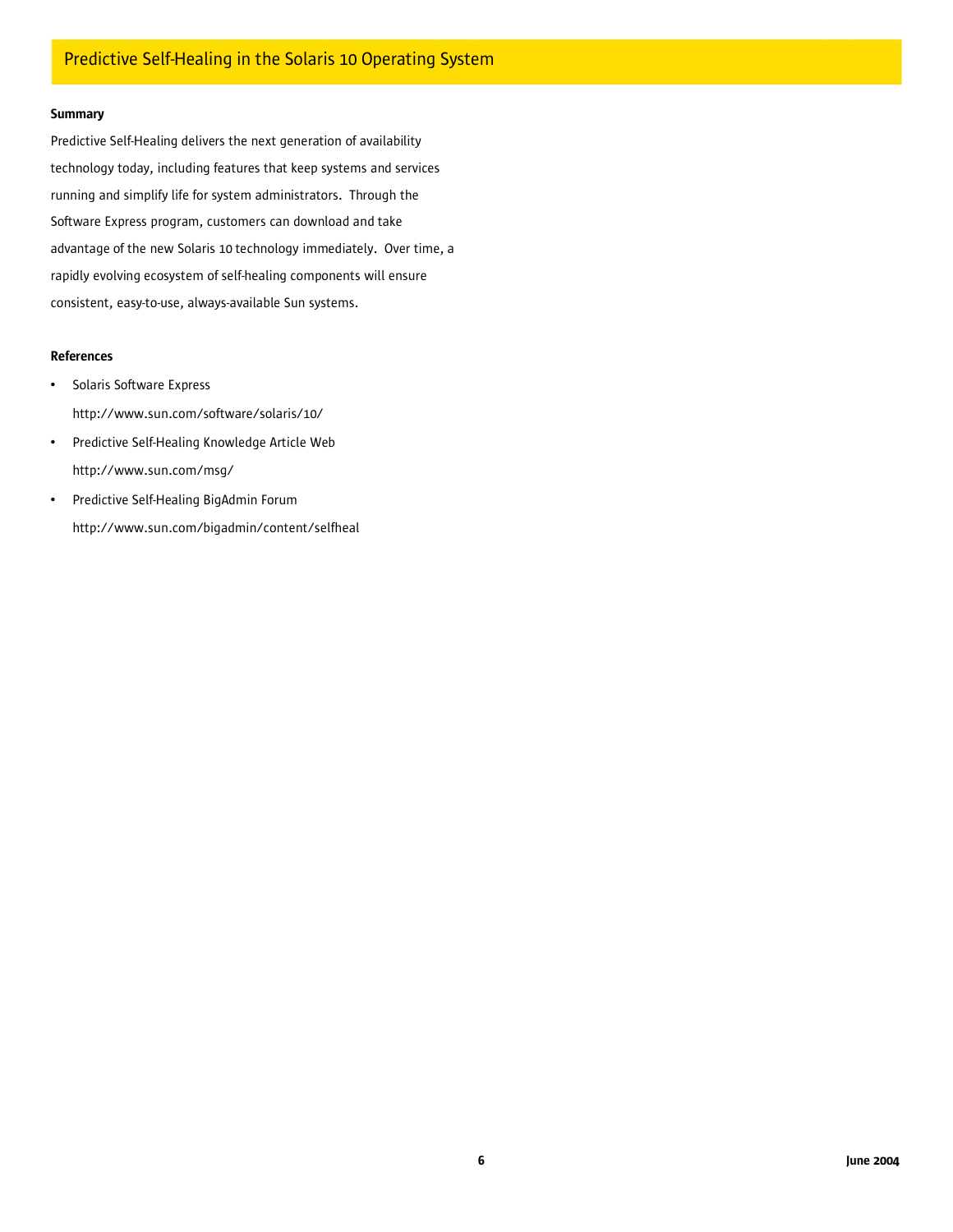### Summary

Predictive Self-Healing delivers the next generation of availability technology today, including features that keep systems and services running and simplify life for system administrators. Through the Software Express program, customers can download and take advantage of the new Solaris 10 technology immediately. Over time, a rapidly evolving ecosystem of self-healing components will ensure consistent, easy-to-use, always-available Sun systems.

### References

- Solaris Software Express
  http://www.sun.com/software/solaris/10/
- Predictive Self-Healing Knowledge Article Web
  http://www.sun.com/msg/
- Predictive Self-Healing BigAdmin Forum
  http://www.sun.com/bigadmin/content/selfheal